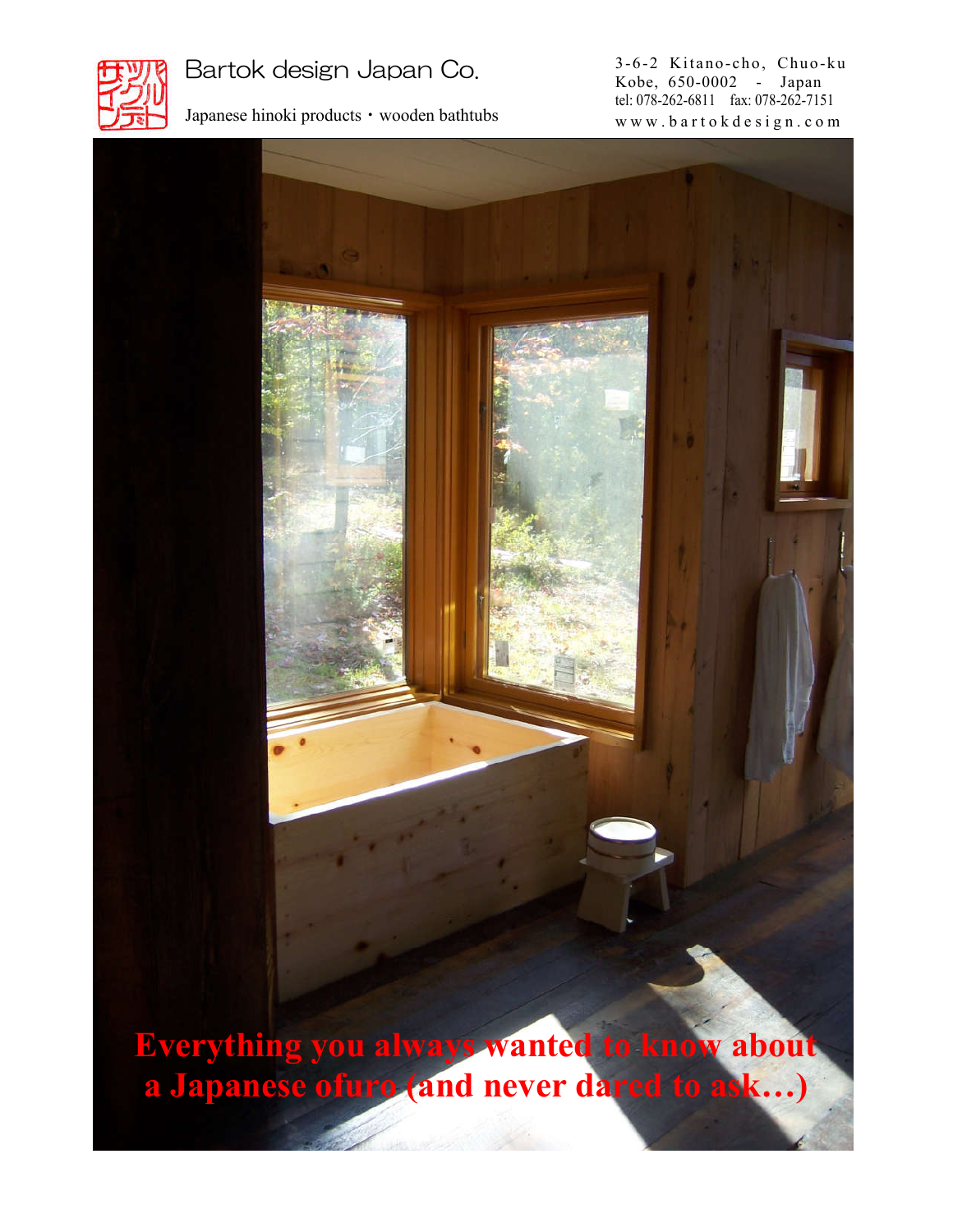Bartok design Japan Co.

Japanese hinoki products・wooden bathtubs

3-6-2 Kitano-cho, Chuo-ku
Kobe, 650-0002 - Japan
tel: 078-262-6811 fax: 078-262-7151
www.bartokdesign.com

# Everything you always wanted to know about a Japanese ofuro (and never dared to ask…)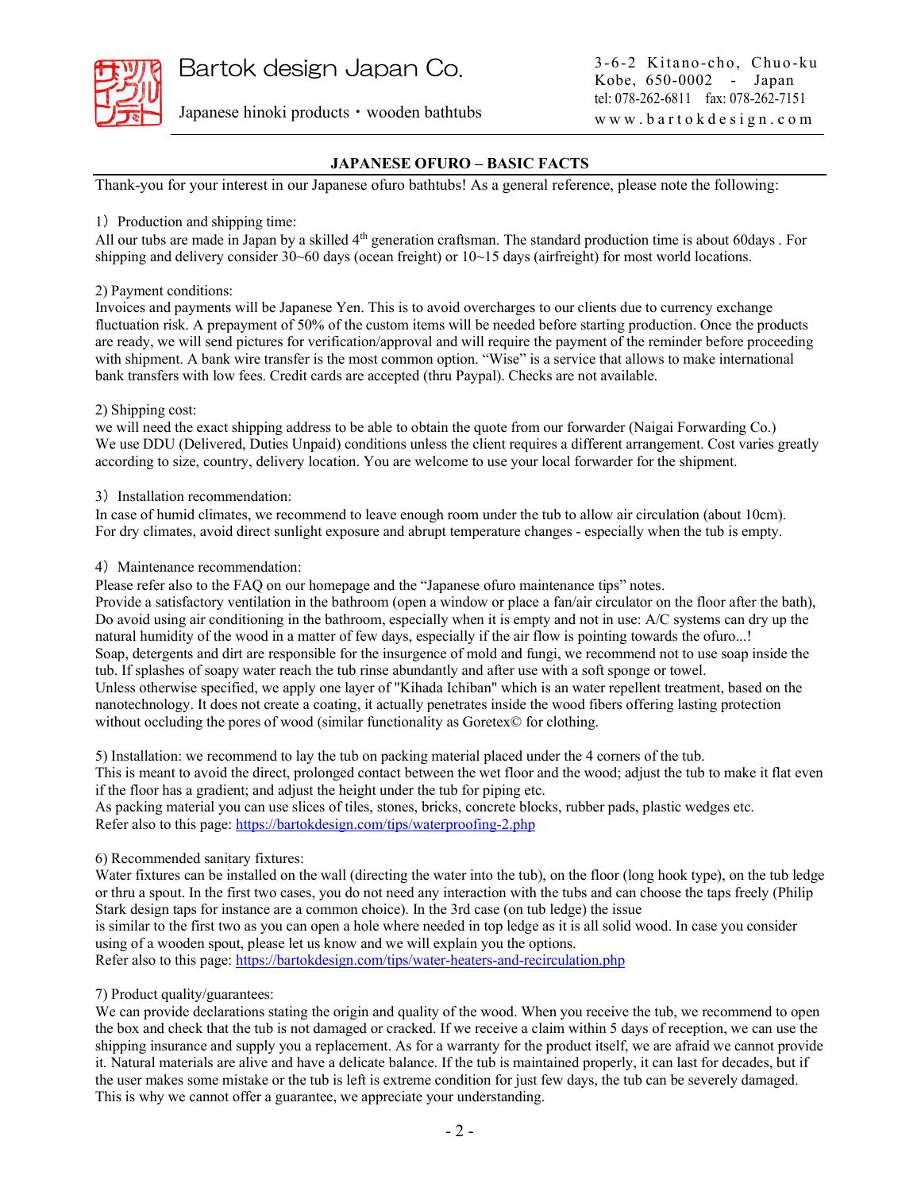Bartok design Japan Co.

Japanese hinoki products・wooden bathtubs

3-6-2 Kitano-cho, Chuo-ku
Kobe, 650-0002 - Japan
tel: 078-262-6811 fax: 078-262-7151
www.bartokdesign.com

## JAPANESE OFURO – BASIC FACTS

Thank-you for your interest in our Japanese ofuro bathtubs! As a general reference, please note the following:

1）Production and shipping time:
All our tubs are made in Japan by a skilled 4th generation craftsman. The standard production time is about 60days . For shipping and delivery consider 30~60 days (ocean freight) or 10~15 days (airfreight) for most world locations.

2) Payment conditions:
Invoices and payments will be Japanese Yen. This is to avoid overcharges to our clients due to currency exchange fluctuation risk. A prepayment of 50% of the custom items will be needed before starting production. Once the products are ready, we will send pictures for verification/approval and will require the payment of the reminder before proceeding with shipment. A bank wire transfer is the most common option. "Wise" is a service that allows to make international bank transfers with low fees. Credit cards are accepted (thru Paypal). Checks are not available.

2) Shipping cost:
we will need the exact shipping address to be able to obtain the quote from our forwarder (Naigai Forwarding Co.)
We use DDU (Delivered, Duties Unpaid) conditions unless the client requires a different arrangement. Cost varies greatly according to size, country, delivery location. You are welcome to use your local forwarder for the shipment.

3）Installation recommendation:
In case of humid climates, we recommend to leave enough room under the tub to allow air circulation (about 10cm).
For dry climates, avoid direct sunlight exposure and abrupt temperature changes - especially when the tub is empty.

4）Maintenance recommendation:
Please refer also to the FAQ on our homepage and the "Japanese ofuro maintenance tips" notes.
Provide a satisfactory ventilation in the bathroom (open a window or place a fan/air circulator on the floor after the bath),
Do avoid using air conditioning in the bathroom, especially when it is empty and not in use: A/C systems can dry up the natural humidity of the wood in a matter of few days, especially if the air flow is pointing towards the ofuro...!
Soap, detergents and dirt are responsible for the insurgence of mold and fungi, we recommend not to use soap inside the tub. If splashes of soapy water reach the tub rinse abundantly and after use with a soft sponge or towel.
Unless otherwise specified, we apply one layer of "Kihada Ichiban" which is an water repellent treatment, based on the nanotechnology. It does not create a coating, it actually penetrates inside the wood fibers offering lasting protection without occluding the pores of wood (similar functionality as Goretex© for clothing.

5) Installation: we recommend to lay the tub on packing material placed under the 4 corners of the tub.
This is meant to avoid the direct, prolonged contact between the wet floor and the wood; adjust the tub to make it flat even if the floor has a gradient; and adjust the height under the tub for piping etc.
As packing material you can use slices of tiles, stones, bricks, concrete blocks, rubber pads, plastic wedges etc.
Refer also to this page: https://bartokdesign.com/tips/waterproofing-2.php

6) Recommended sanitary fixtures:
Water fixtures can be installed on the wall (directing the water into the tub), on the floor (long hook type), on the tub ledge or thru a spout. In the first two cases, you do not need any interaction with the tubs and can choose the taps freely (Philip Stark design taps for instance are a common choice). In the 3rd case (on tub ledge) the issue
is similar to the first two as you can open a hole where needed in top ledge as it is all solid wood. In case you consider using of a wooden spout, please let us know and we will explain you the options.
Refer also to this page: https://bartokdesign.com/tips/water-heaters-and-recirculation.php

7) Product quality/guarantees:
We can provide declarations stating the origin and quality of the wood. When you receive the tub, we recommend to open the box and check that the tub is not damaged or cracked. If we receive a claim within 5 days of reception, we can use the shipping insurance and supply you a replacement. As for a warranty for the product itself, we are afraid we cannot provide it. Natural materials are alive and have a delicate balance. If the tub is maintained properly, it can last for decades, but if the user makes some mistake or the tub is left is extreme condition for just few days, the tub can be severely damaged. This is why we cannot offer a guarantee, we appreciate your understanding.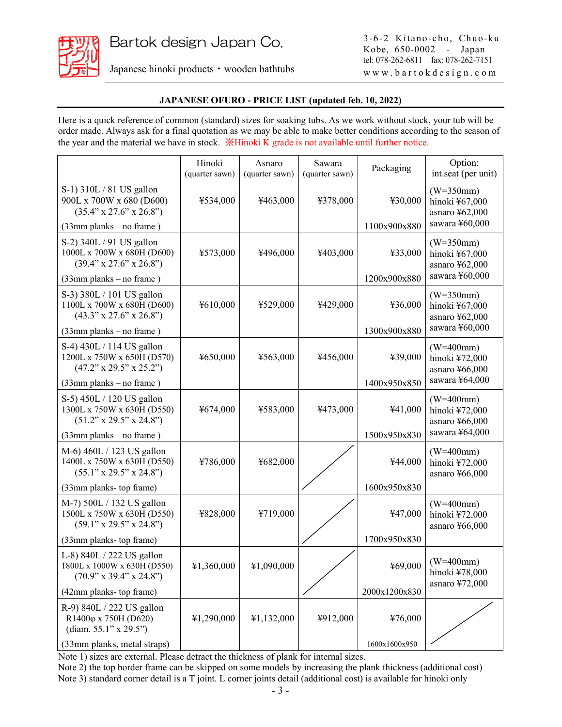Bartok design Japan Co.

Japanese hinoki products・wooden bathtubs

3-6-2 Kitano-cho, Chuo-ku
Kobe, 650-0002 - Japan
tel: 078-262-6811 fax: 078-262-7151
www.bartokdesign.com

**JAPANESE OFURO - PRICE LIST (updated feb. 10, 2022)**

Here is a quick reference of common (standard) sizes for soaking tubs. As we work without stock, your tub will be order made. Always ask for a final quotation as we may be able to make better conditions according to the season of the year and the material we have in stock. ※Hinoki K grade is not available until further notice.

| | Hinoki (quarter sawn) | Asnaro (quarter sawn) | Sawara (quarter sawn) | Packaging | Option: int.seat (per unit) |
|---|---|---|---|---|---|
| S-1) 310L / 81 US gallon<br>900L x 700W x 680 (D600)<br>(35.4" x 27.6" x 26.8")<br>(33mm planks – no frame ) | ¥534,000 | ¥463,000 | ¥378,000 | ¥30,000<br>1100x900x880 | (W=350mm)<br>hinoki ¥67,000<br>asnaro ¥62,000<br>sawara ¥60,000 |
| S-2) 340L / 91 US gallon<br>1000L x 700W x 680H (D600)<br>(39.4" x 27.6" x 26.8")<br>(33mm planks – no frame ) | ¥573,000 | ¥496,000 | ¥403,000 | ¥33,000<br>1200x900x880 | (W=350mm)<br>hinoki ¥67,000<br>asnaro ¥62,000<br>sawara ¥60,000 |
| S-3) 380L / 101 US gallon<br>1100L x 700W x 680H (D600)<br>(43.3" x 27.6" x 26.8")<br>(33mm planks – no frame ) | ¥610,000 | ¥529,000 | ¥429,000 | ¥36,000<br>1300x900x880 | (W=350mm)<br>hinoki ¥67,000<br>asnaro ¥62,000<br>sawara ¥60,000 |
| S-4) 430L / 114 US gallon<br>1200L x 750W x 650H (D570)<br>(47.2" x 29.5" x 25.2")<br>(33mm planks – no frame ) | ¥650,000 | ¥563,000 | ¥456,000 | ¥39,000<br>1400x950x850 | (W=400mm)<br>hinoki ¥72,000<br>asnaro ¥66,000<br>sawara ¥64,000 |
| S-5) 450L / 120 US gallon<br>1300L x 750W x 630H (D550)<br>(51.2" x 29.5" x 24.8")<br>(33mm planks – no frame ) | ¥674,000 | ¥583,000 | ¥473,000 | ¥41,000<br>1500x950x830 | (W=400mm)<br>hinoki ¥72,000<br>asnaro ¥66,000<br>sawara ¥64,000 |
| M-6) 460L / 123 US gallon<br>1400L x 750W x 630H (D550)<br>(55.1" x 29.5" x 24.8")<br>(33mm planks- top frame) | ¥786,000 | ¥682,000 | | ¥44,000<br>1600x950x830 | (W=400mm)<br>hinoki ¥72,000<br>asnaro ¥66,000 |
| M-7) 500L / 132 US gallon<br>1500L x 750W x 630H (D550)<br>(59.1" x 29.5" x 24.8")<br>(33mm planks- top frame) | ¥828,000 | ¥719,000 | | ¥47,000<br>1700x950x830 | (W=400mm)<br>hinoki ¥72,000<br>asnaro ¥66,000 |
| L-8) 840L / 222 US gallon<br>1800L x 1000W x 630H (D550)<br>(70.9" x 39.4" x 24.8")<br>(42mm planks- top frame) | ¥1,360,000 | ¥1,090,000 | | ¥69,000<br>2000x1200x830 | (W=400mm)<br>hinoki ¥78,000<br>asnaro ¥72,000 |
| R-9) 840L / 222 US gallon<br>R1400φ x 750H (D620)<br>(diam. 55.1" x 29.5")<br>(33mm planks, metal straps) | ¥1,290,000 | ¥1,132,000 | ¥912,000 | ¥76,000<br>1600x1600x950 | |

Note 1) sizes are external. Please detract the thickness of plank for internal sizes.
Note 2) the top border frame can be skipped on some models by increasing the plank thickness (additional cost)
Note 3) standard corner detail is a T joint. L corner joints detail (additional cost) is available for hinoki only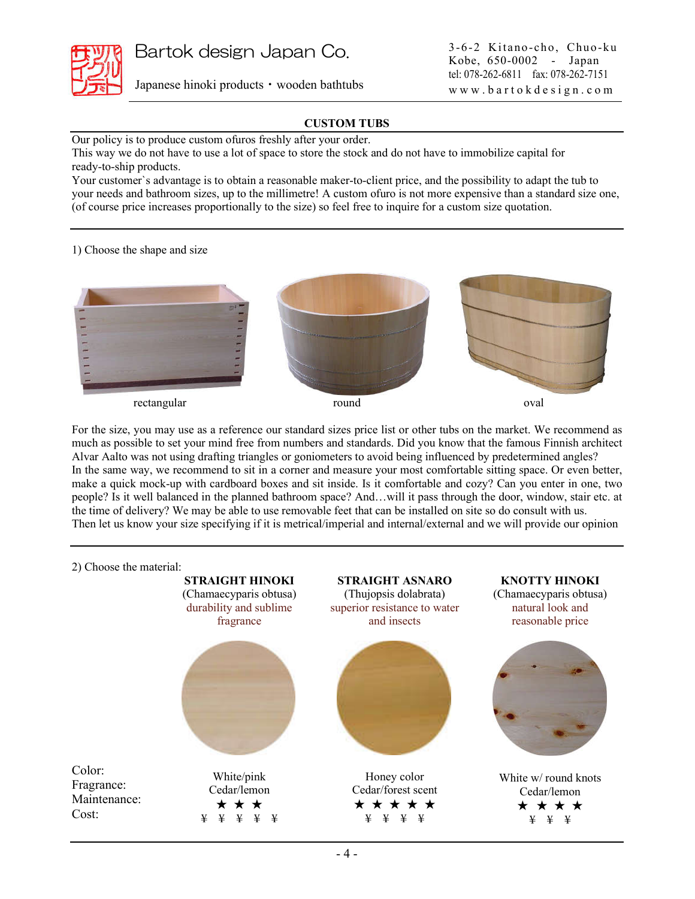Bartok design Japan Co.

Japanese hinoki products・wooden bathtubs

3-6-2 Kitano-cho, Chuo-ku
Kobe, 650-0002 - Japan
tel: 078-262-6811 fax: 078-262-7151
www.bartokdesign.com

## CUSTOM TUBS

Our policy is to produce custom ofuros freshly after your order.
This way we do not have to use a lot of space to store the stock and do not have to immobilize capital for ready-to-ship products.
Your customer`s advantage is to obtain a reasonable maker-to-client price, and the possibility to adapt the tub to your needs and bathroom sizes, up to the millimetre! A custom ofuro is not more expensive than a standard size one, (of course price increases proportionally to the size) so feel free to inquire for a custom size quotation.

1) Choose the shape and size

rectangular — round — oval

For the size, you may use as a reference our standard sizes price list or other tubs on the market. We recommend as much as possible to set your mind free from numbers and standards. Did you know that the famous Finnish architect Alvar Aalto was not using drafting triangles or goniometers to avoid being influenced by predetermined angles?
In the same way, we recommend to sit in a corner and measure your most comfortable sitting space. Or even better, make a quick mock-up with cardboard boxes and sit inside. Is it comfortable and cozy? Can you enter in one, two people? Is it well balanced in the planned bathroom space? And…will it pass through the door, window, stair etc. at the time of delivery? We may be able to use removable feet that can be installed on site so do consult with us.
Then let us know your size specifying if it is metrical/imperial and internal/external and we will provide our opinion

2) Choose the material:

| | **STRAIGHT HINOKI** (Chamaecyparis obtusa) durability and sublime fragrance | **STRAIGHT ASNARO** (Thujopsis dolabrata) superior resistance to water and insects | **KNOTTY HINOKI** (Chamaecyparis obtusa) natural look and reasonable price |
|---|---|---|---|
| Color: | White/pink | Honey color | White w/ round knots |
| Fragrance: | Cedar/lemon | Cedar/forest scent | Cedar/lemon |
| Maintenance: | ★ ★ ★ | ★ ★ ★ ★ ★ | ★ ★ ★ ★ |
| Cost: | ¥ ¥ ¥ ¥ ¥ | ¥ ¥ ¥ ¥ | ¥ ¥ ¥ |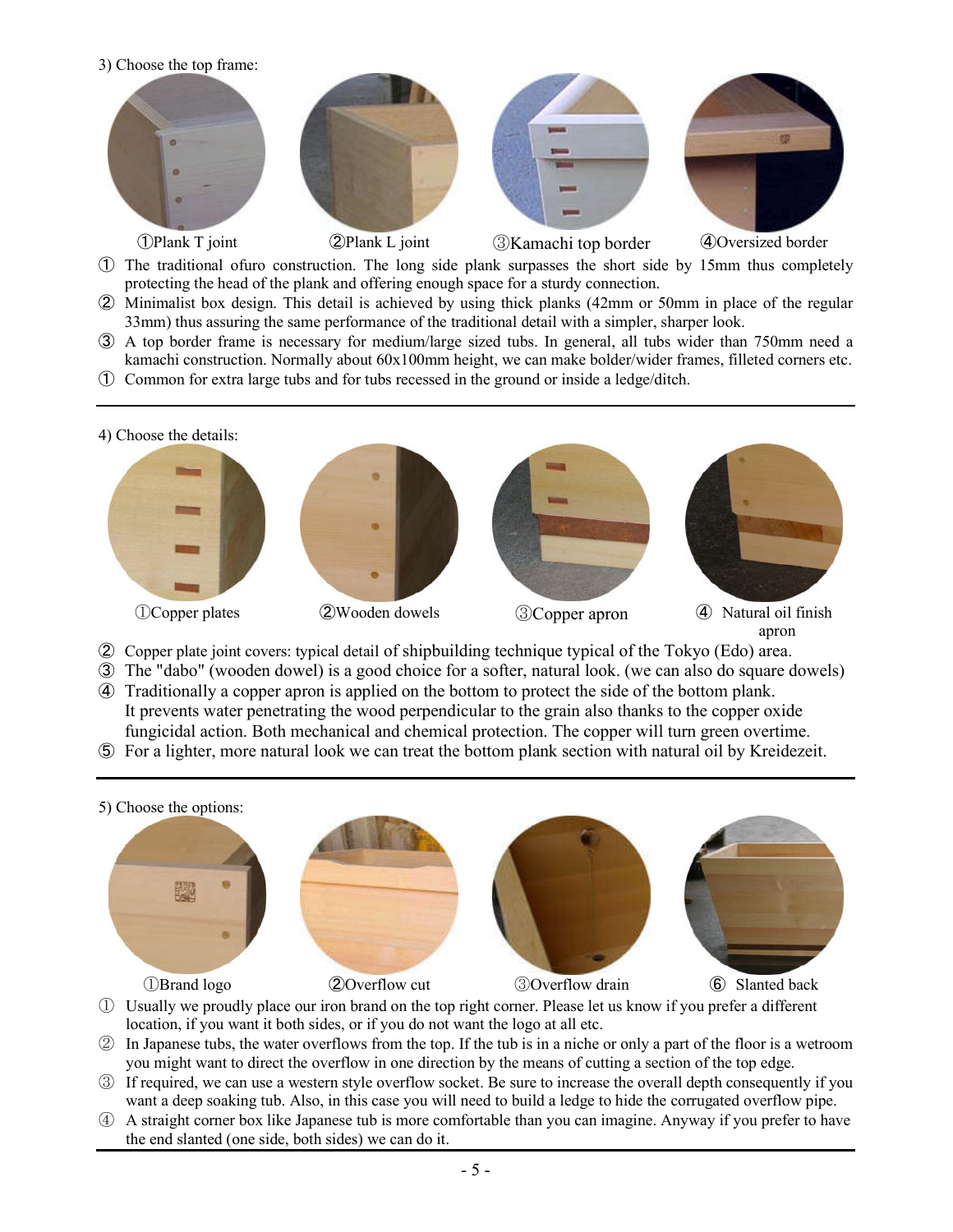3) Choose the top frame:

①Plank T joint ②Plank L joint ③Kamachi top border ④Oversized border

① The traditional ofuro construction. The long side plank surpasses the short side by 15mm thus completely protecting the head of the plank and offering enough space for a sturdy connection.
② Minimalist box design. This detail is achieved by using thick planks (42mm or 50mm in place of the regular 33mm) thus assuring the same performance of the traditional detail with a simpler, sharper look.
③ A top border frame is necessary for medium/large sized tubs. In general, all tubs wider than 750mm need a kamachi construction. Normally about 60x100mm height, we can make bolder/wider frames, filleted corners etc.
① Common for extra large tubs and for tubs recessed in the ground or inside a ledge/ditch.

---

4) Choose the details:

①Copper plates ②Wooden dowels ③Copper apron ④ Natural oil finish apron

② Copper plate joint covers: typical detail of shipbuilding technique typical of the Tokyo (Edo) area.
③ The "dabo" (wooden dowel) is a good choice for a softer, natural look. (we can also do square dowels)
④ Traditionally a copper apron is applied on the bottom to protect the side of the bottom plank. It prevents water penetrating the wood perpendicular to the grain also thanks to the copper oxide fungicidal action. Both mechanical and chemical protection. The copper will turn green overtime.
⑤ For a lighter, more natural look we can treat the bottom plank section with natural oil by Kreidezeit.

---

5) Choose the options:

①Brand logo ②Overflow cut ③Overflow drain ⑥ Slanted back

① Usually we proudly place our iron brand on the top right corner. Please let us know if you prefer a different location, if you want it both sides, or if you do not want the logo at all etc.
② In Japanese tubs, the water overflows from the top. If the tub is in a niche or only a part of the floor is a wetroom you might want to direct the overflow in one direction by the means of cutting a section of the top edge.
③ If required, we can use a western style overflow socket. Be sure to increase the overall depth consequently if you want a deep soaking tub. Also, in this case you will need to build a ledge to hide the corrugated overflow pipe.
④ A straight corner box like Japanese tub is more comfortable than you can imagine. Anyway if you prefer to have the end slanted (one side, both sides) we can do it.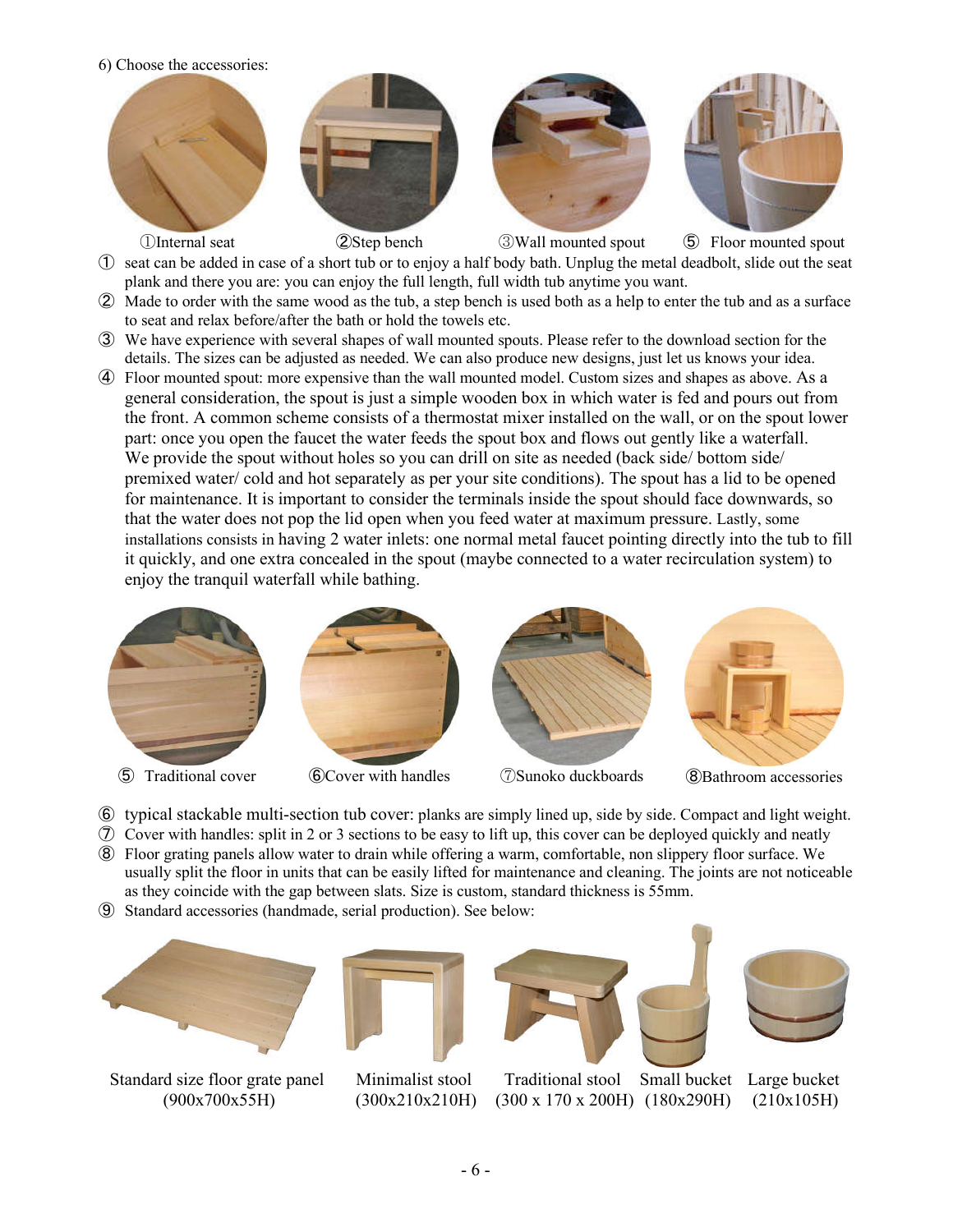6) Choose the accessories:

①Internal seat ②Step bench ③Wall mounted spout ⑤ Floor mounted spout

① seat can be added in case of a short tub or to enjoy a half body bath. Unplug the metal deadbolt, slide out the seat plank and there you are: you can enjoy the full length, full width tub anytime you want.

② Made to order with the same wood as the tub, a step bench is used both as a help to enter the tub and as a surface to seat and relax before/after the bath or hold the towels etc.

③ We have experience with several shapes of wall mounted spouts. Please refer to the download section for the details. The sizes can be adjusted as needed. We can also produce new designs, just let us knows your idea.

④ Floor mounted spout: more expensive than the wall mounted model. Custom sizes and shapes as above. As a general consideration, the spout is just a simple wooden box in which water is fed and pours out from the front. A common scheme consists of a thermostat mixer installed on the wall, or on the spout lower part: once you open the faucet the water feeds the spout box and flows out gently like a waterfall. We provide the spout without holes so you can drill on site as needed (back side/ bottom side/ premixed water/ cold and hot separately as per your site conditions). The spout has a lid to be opened for maintenance. It is important to consider the terminals inside the spout should face downwards, so that the water does not pop the lid open when you feed water at maximum pressure. Lastly, some installations consists in having 2 water inlets: one normal metal faucet pointing directly into the tub to fill it quickly, and one extra concealed in the spout (maybe connected to a water recirculation system) to enjoy the tranquil waterfall while bathing.

⑤ Traditional cover ⑥Cover with handles ⑦Sunoko duckboards ⑧Bathroom accessories

⑥ typical stackable multi-section tub cover: planks are simply lined up, side by side. Compact and light weight.

⑦ Cover with handles: split in 2 or 3 sections to be easy to lift up, this cover can be deployed quickly and neatly

⑧ Floor grating panels allow water to drain while offering a warm, comfortable, non slippery floor surface. We usually split the floor in units that can be easily lifted for maintenance and cleaning. The joints are not noticeable as they coincide with the gap between slats. Size is custom, standard thickness is 55mm.

⑨ Standard accessories (handmade, serial production). See below:

Standard size floor grate panel (900x700x55H) Minimalist stool (300x210x210H) Traditional stool (300 x 170 x 200H) Small bucket (180x290H) Large bucket (210x105H)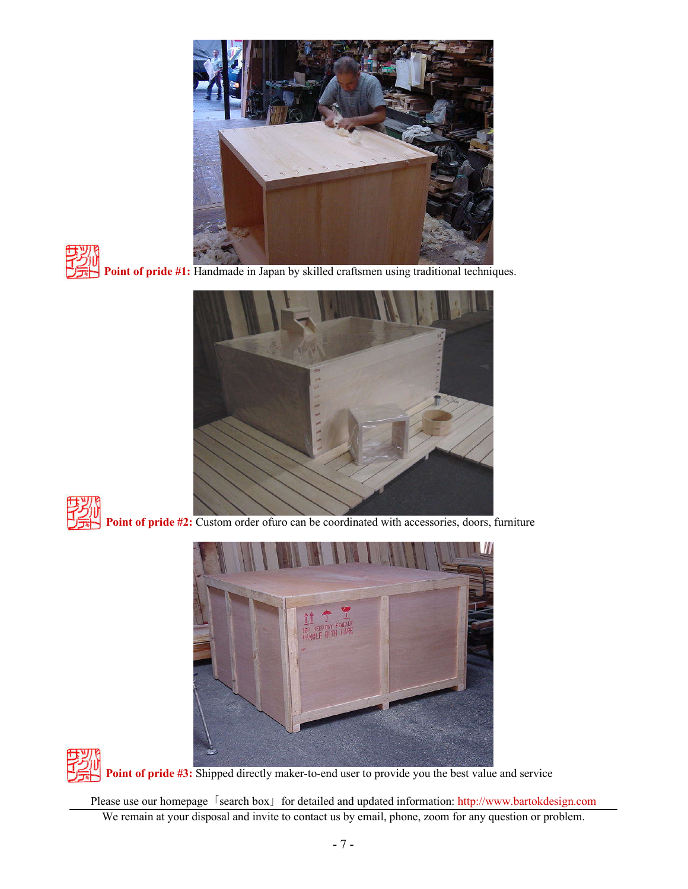**Point of pride #1:** Handmade in Japan by skilled craftsmen using traditional techniques.

**Point of pride #2:** Custom order ofuro can be coordinated with accessories, doors, furniture

**Point of pride #3:** Shipped directly maker-to-end user to provide you the best value and service

Please use our homepage「search box」for detailed and updated information: http://www.bartokdesign.com

We remain at your disposal and invite to contact us by email, phone, zoom for any question or problem.